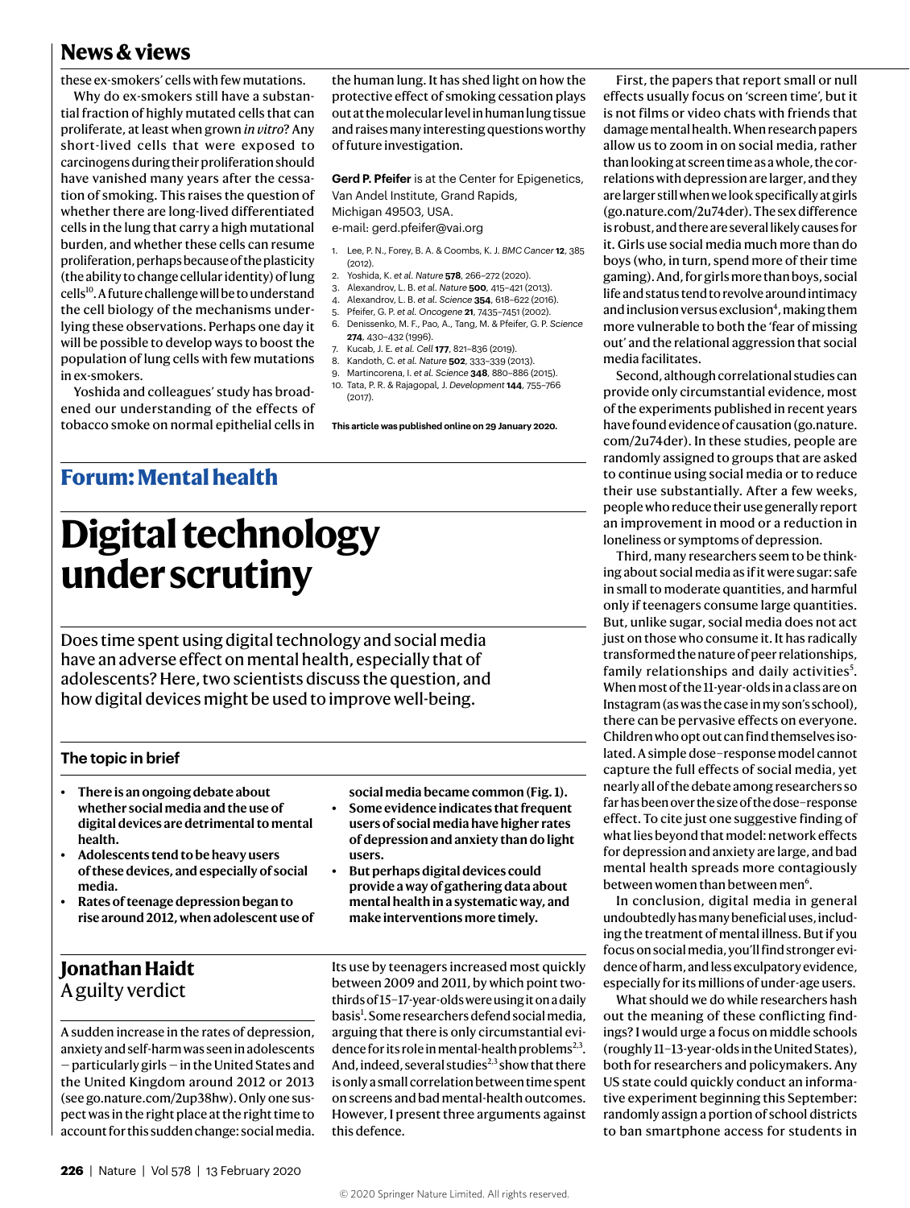these ex-smokers' cells with few mutations.

Why do ex-smokers still have a substantial fraction of highly mutated cells that can proliferate, at least when grown *in vitro*? Any short-lived cells that were exposed to carcinogens during their proliferation should have vanished many years after the cessation of smoking. This raises the question of whether there are long-lived differentiated cells in the lung that carry a high mutational burden, and whether these cells can resume proliferation, perhaps because of the plasticity (the ability to change cellular identity) of lung cells[10]. A future challenge will be to understand the cell biology of the mechanisms underlying these observations. Perhaps one day it will be possible to develop ways to boost the population of lung cells with few mutations in ex-smokers.

Yoshida and colleagues' study has broadened our understanding of the effects of tobacco smoke on normal epithelial cells in the human lung. It has shed light on how the protective effect of smoking cessation plays out at the molecular level in human lung tissue and raises many interesting questions worthy of future investigation.

**Gerd P. Pfeifer** is at the Center for Epigenetics, Van Andel Institute, Grand Rapids, Michigan 49503, USA.
e-mail: gerd.pfeifer@vai.org

1. Lee, P. N., Forey, B. A. & Coombs, K. J. *BMC Cancer* **12**, 385 (2012).
2. Yoshida, K. *et al. Nature* **578**, 266–272 (2020).
3. Alexandrov, L. B. *et al. Nature* **500**, 415–421 (2013).
4. Alexandrov, L. B. *et al. Science* **354**, 618–622 (2016).
5. Pfeifer, G. P. *et al. Oncogene* **21**, 7435–7451 (2002).
6. Denissenko, M. F., Pao, A., Tang, M. & Pfeifer, G. P. *Science* **274**, 430–432 (1996).
7. Kucab, J. E. *et al. Cell* **177**, 821–836 (2019).
8. Kandoth, C. *et al. Nature* **502**, 333–339 (2013).
9. Martincorena, I. *et al. Science* **348**, 880–886 (2015).
10. Tata, P. R. & Rajagopal, J. *Development* **144**, 755–766 (2017).

**This article was published online on 29 January 2020.**

## Forum: Mental health

# Digital technology under scrutiny

Does time spent using digital technology and social media have an adverse effect on mental health, especially that of adolescents? Here, two scientists discuss the question, and how digital devices might be used to improve well-being.

### The topic in brief

- **There is an ongoing debate about whether social media and the use of digital devices are detrimental to mental health.**
- **Adolescents tend to be heavy users of these devices, and especially of social media.**
- **Rates of teenage depression began to rise around 2012, when adolescent use of social media became common (Fig. 1).**
- **Some evidence indicates that frequent users of social media have higher rates of depression and anxiety than do light users.**
- **But perhaps digital devices could provide a way of gathering data about mental health in a systematic way, and make interventions more timely.**

## Jonathan Haidt
### A guilty verdict

A sudden increase in the rates of depression, anxiety and self-harm was seen in adolescents — particularly girls — in the United States and the United Kingdom around 2012 or 2013 (see go.nature.com/2up38hw). Only one suspect was in the right place at the right time to account for this sudden change: social media. Its use by teenagers increased most quickly between 2009 and 2011, by which point two-thirds of 15–17-year-olds were using it on a daily basis[1]. Some researchers defend social media, arguing that there is only circumstantial evidence for its role in mental-health problems[2,3]. And, indeed, several studies[2,3] show that there is only a small correlation between time spent on screens and bad mental-health outcomes. However, I present three arguments against this defence.

First, the papers that report small or null effects usually focus on 'screen time', but it is not films or video chats with friends that damage mental health. When research papers allow us to zoom in on social media, rather than looking at screen time as a whole, the correlations with depression are larger, and they are larger still when we look specifically at girls (go.nature.com/2u74der). The sex difference is robust, and there are several likely causes for it. Girls use social media much more than do boys (who, in turn, spend more of their time gaming). And, for girls more than boys, social life and status tend to revolve around intimacy and inclusion versus exclusion[4], making them more vulnerable to both the 'fear of missing out' and the relational aggression that social media facilitates.

Second, although correlational studies can provide only circumstantial evidence, most of the experiments published in recent years have found evidence of causation (go.nature.com/2u74der). In these studies, people are randomly assigned to groups that are asked to continue using social media or to reduce their use substantially. After a few weeks, people who reduce their use generally report an improvement in mood or a reduction in loneliness or symptoms of depression.

Third, many researchers seem to be thinking about social media as if it were sugar: safe in small to moderate quantities, and harmful only if teenagers consume large quantities. But, unlike sugar, social media does not act just on those who consume it. It has radically transformed the nature of peer relationships, family relationships and daily activities[5]. When most of the 11-year-olds in a class are on Instagram (as was the case in my son's school), there can be pervasive effects on everyone. Children who opt out can find themselves isolated. A simple dose–response model cannot capture the full effects of social media, yet nearly all of the debate among researchers so far has been over the size of the dose–response effect. To cite just one suggestive finding of what lies beyond that model: network effects for depression and anxiety are large, and bad mental health spreads more contagiously between women than between men[6].

In conclusion, digital media in general undoubtedly has many beneficial uses, including the treatment of mental illness. But if you focus on social media, you'll find stronger evidence of harm, and less exculpatory evidence, especially for its millions of under-age users.

What should we do while researchers hash out the meaning of these conflicting findings? I would urge a focus on middle schools (roughly 11–13-year-olds in the United States), both for researchers and policymakers. Any US state could quickly conduct an informative experiment beginning this September: randomly assign a portion of school districts to ban smartphone access for students in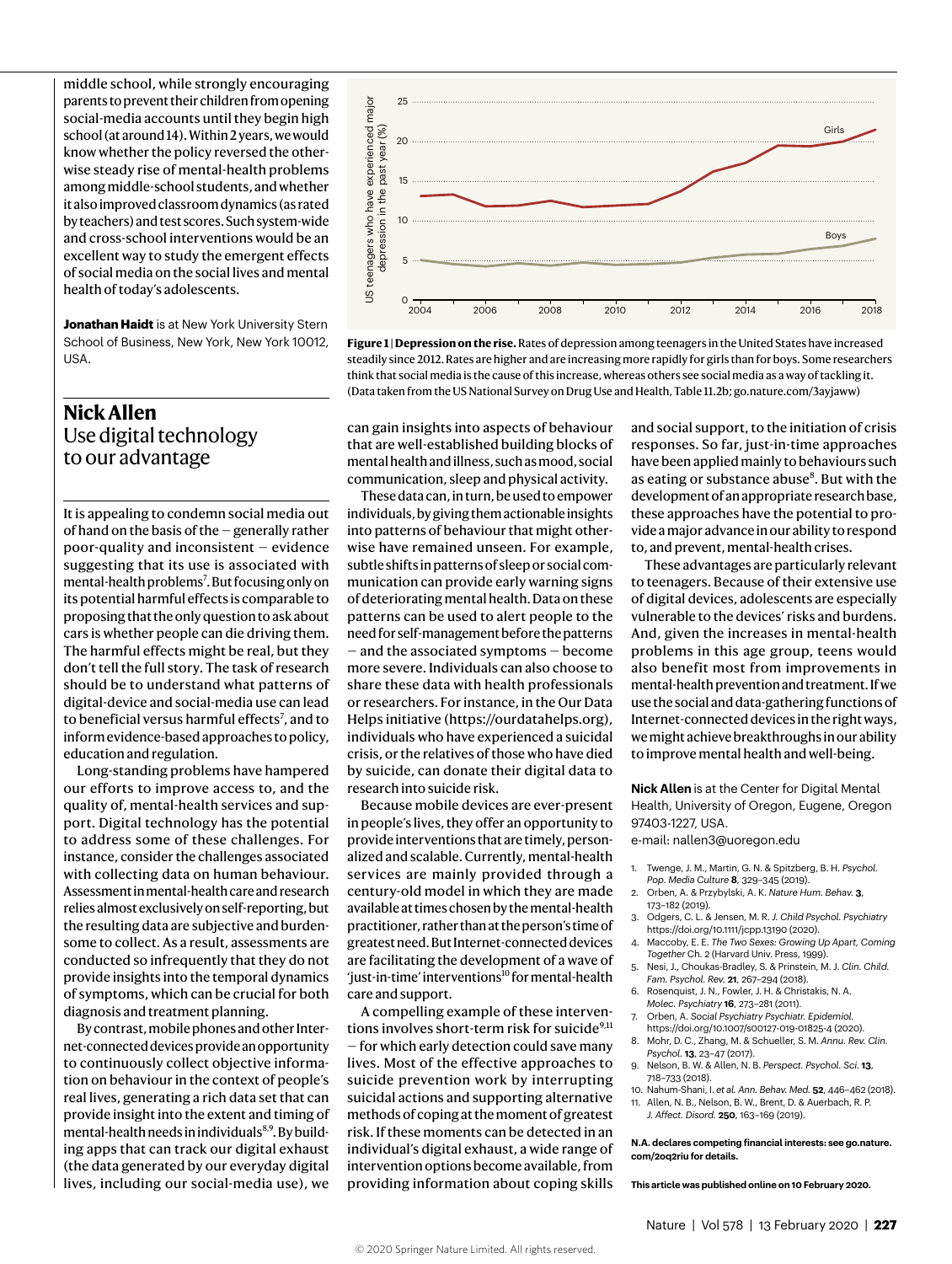middle school, while strongly encouraging parents to prevent their children from opening social-media accounts until they begin high school (at around 14). Within 2 years, we would know whether the policy reversed the otherwise steady rise of mental-health problems among middle-school students, and whether it also improved classroom dynamics (as rated by teachers) and test scores. Such system-wide and cross-school interventions would be an excellent way to study the emergent effects of social media on the social lives and mental health of today's adolescents.

**Jonathan Haidt** is at New York University Stern School of Business, New York, New York 10012, USA.

## Nick Allen
### Use digital technology to our advantage

It is appealing to condemn social media out of hand on the basis of the — generally rather poor-quality and inconsistent — evidence suggesting that its use is associated with mental-health problems[7]. But focusing only on its potential harmful effects is comparable to proposing that the only question to ask about cars is whether people can die driving them. The harmful effects might be real, but they don't tell the full story. The task of research should be to understand what patterns of digital-device and social-media use can lead to beneficial versus harmful effects[7], and to inform evidence-based approaches to policy, education and regulation.

Long-standing problems have hampered our efforts to improve access to, and the quality of, mental-health services and support. Digital technology has the potential to address some of these challenges. For instance, consider the challenges associated with collecting data on human behaviour. Assessment in mental-health care and research relies almost exclusively on self-reporting, but the resulting data are subjective and burdensome to collect. As a result, assessments are conducted so infrequently that they do not provide insights into the temporal dynamics of symptoms, which can be crucial for both diagnosis and treatment planning.

By contrast, mobile phones and other Internet-connected devices provide an opportunity to continuously collect objective information on behaviour in the context of people's real lives, generating a rich data set that can provide insight into the extent and timing of mental-health needs in individuals[8,9]. By building apps that can track our digital exhaust (the data generated by our everyday digital lives, including our social-media use), we can gain insights into aspects of behaviour that are well-established building blocks of mental health and illness, such as mood, social communication, sleep and physical activity.

These data can, in turn, be used to empower individuals, by giving them actionable insights into patterns of behaviour that might otherwise have remained unseen. For example, subtle shifts in patterns of sleep or social communication can provide early warning signs of deteriorating mental health. Data on these patterns can be used to alert people to the need for self-management before the patterns — and the associated symptoms — become more severe. Individuals can also choose to share these data with health professionals or researchers. For instance, in the Our Data Helps initiative (https://ourdatahelps.org), individuals who have experienced a suicidal crisis, or the relatives of those who have died by suicide, can donate their digital data to research into suicide risk.

Because mobile devices are ever-present in people's lives, they offer an opportunity to provide interventions that are timely, personalized and scalable. Currently, mental-health services are mainly provided through a century-old model in which they are made available at times chosen by the mental-health practitioner, rather than at the person's time of greatest need. But Internet-connected devices are facilitating the development of a wave of 'just-in-time' interventions[10] for mental-health care and support.

A compelling example of these interventions involves short-term risk for suicide[9,11] — for which early detection could save many lives. Most of the effective approaches to suicide prevention work by interrupting suicidal actions and supporting alternative methods of coping at the moment of greatest risk. If these moments can be detected in an individual's digital exhaust, a wide range of intervention options become available, from providing information about coping skills and social support, to the initiation of crisis responses. So far, just-in-time approaches have been applied mainly to behaviours such as eating or substance abuse[8]. But with the development of an appropriate research base, these approaches have the potential to provide a major advance in our ability to respond to, and prevent, mental-health crises.

These advantages are particularly relevant to teenagers. Because of their extensive use of digital devices, adolescents are especially vulnerable to the devices' risks and burdens. And, given the increases in mental-health problems in this age group, teens would also benefit most from improvements in mental-health prevention and treatment. If we use the social and data-gathering functions of Internet-connected devices in the right ways, we might achieve breakthroughs in our ability to improve mental health and well-being.

**Nick Allen** is at the Center for Digital Mental Health, University of Oregon, Eugene, Oregon 97403-1227, USA.
e-mail: nallen3@uoregon.edu

US teenagers who have experienced major depression in the past year (%)
25
20
15
10
5
0
2004
2006
2008
2010
2012
2014
2016
2018
Girls
Boys

**Figure 1 | Depression on the rise.** Rates of depression among teenagers in the United States have increased steadily since 2012. Rates are higher and are increasing more rapidly for girls than for boys. Some researchers think that social media is the cause of this increase, whereas others see social media as a way of tackling it. (Data taken from the US National Survey on Drug Use and Health, Table 11.2b; go.nature.com/3ayjaww)

1. Twenge, J. M., Martin, G. N. & Spitzberg, B. H. *Psychol. Pop. Media Culture* **8**, 329–345 (2019).
2. Orben, A. & Przybylski, A. K. *Nature Hum. Behav.* **3**, 173–182 (2019).
3. Odgers, C. L. & Jensen, M. R. *J. Child Psychol. Psychiatry* https://doi.org/10.1111/jcpp.13190 (2020).
4. Maccoby, E. E. *The Two Sexes: Growing Up Apart, Coming Together* Ch. 2 (Harvard Univ. Press, 1999).
5. Nesi, J., Choukas-Bradley, S. & Prinstein, M. J. *Clin. Child. Fam. Psychol. Rev.* **21**, 267–294 (2018).
6. Rosenquist, J. N., Fowler, J. H. & Christakis, N. A. *Molec. Psychiatry* **16**, 273–281 (2011).
7. Orben, A. *Social Psychiatry Psychiatr. Epidemiol.* https://doi.org/10.1007/s00127-019-01825-4 (2020).
8. Mohr, D. C., Zhang, M. & Schueller, S. M. *Annu. Rev. Clin. Psychol.* **13**, 23–47 (2017).
9. Nelson, B. W. & Allen, N. B. *Perspect. Psychol. Sci.* **13**, 718–733 (2018).
10. Nahum-Shani, I. *et al. Ann. Behav. Med.* **52**, 446–462 (2018).
11. Allen, N. B., Nelson, B. W., Brent, D. & Auerbach, R. P. *J. Affect. Disord.* **250**, 163–169 (2019).

**N.A. declares competing financial interests: see go.nature.com/2oq2riu for details.**

**This article was published online on 10 February 2020.**